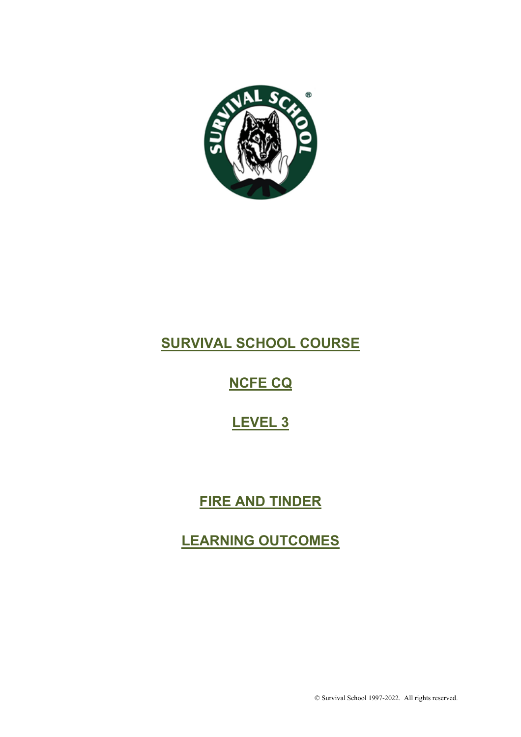# SURVIVAL SCHOOL COURSE

## NCFE CQ

## LEVEL 3

## FIRE AND TINDER

## LEARNING OUTCOMES

© Survival School 1997-2022. All rights reserved.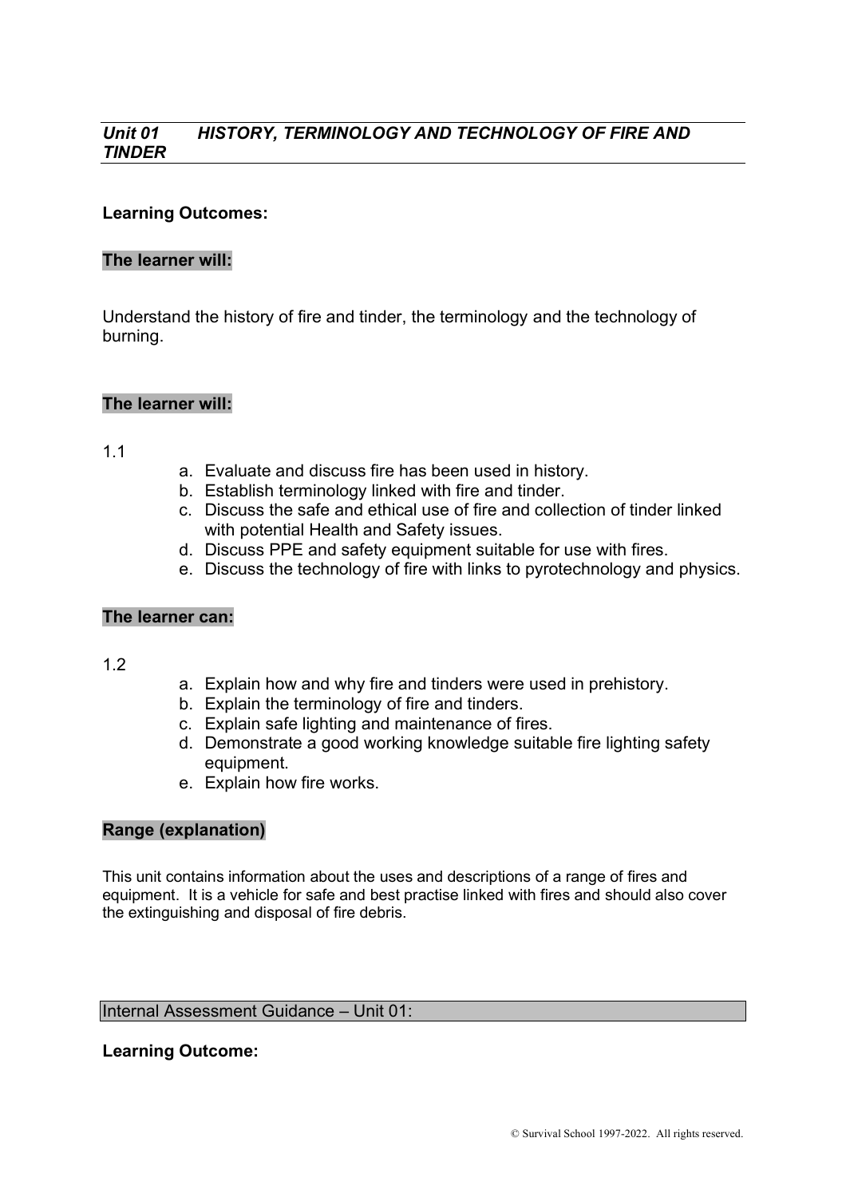## *Unit 01 HISTORY, TERMINOLOGY AND TECHNOLOGY OF FIRE AND TINDER*

**Learning Outcomes:**

**The learner will:**

Understand the history of fire and tinder, the terminology and the technology of burning.

**The learner will:**

1.1

a. Evaluate and discuss fire has been used in history.
b. Establish terminology linked with fire and tinder.
c. Discuss the safe and ethical use of fire and collection of tinder linked with potential Health and Safety issues.
d. Discuss PPE and safety equipment suitable for use with fires.
e. Discuss the technology of fire with links to pyrotechnology and physics.

**The learner can:**

1.2

a. Explain how and why fire and tinders were used in prehistory.
b. Explain the terminology of fire and tinders.
c. Explain safe lighting and maintenance of fires.
d. Demonstrate a good working knowledge suitable fire lighting safety equipment.
e. Explain how fire works.

**Range (explanation)**

This unit contains information about the uses and descriptions of a range of fires and equipment. It is a vehicle for safe and best practise linked with fires and should also cover the extinguishing and disposal of fire debris.

Internal Assessment Guidance – Unit 01:

**Learning Outcome:**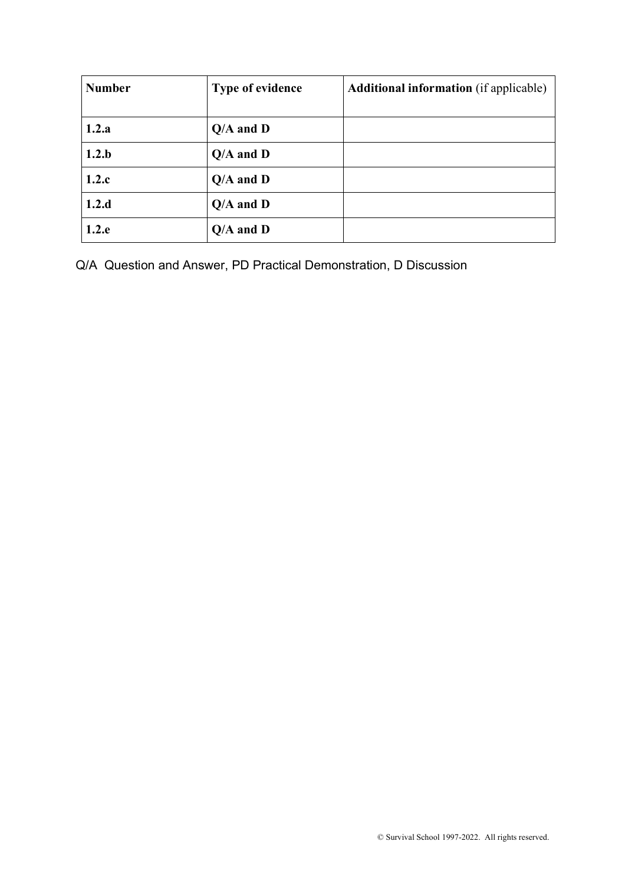| **Number** | **Type of evidence** | **Additional information** (if applicable) |
|---|---|---|
| **1.2.a** | **Q/A and D** | |
| **1.2.b** | **Q/A and D** | |
| **1.2.c** | **Q/A and D** | |
| **1.2.d** | **Q/A and D** | |
| **1.2.e** | **Q/A and D** | |

Q/A Question and Answer, PD Practical Demonstration, D Discussion

© Survival School 1997-2022. All rights reserved.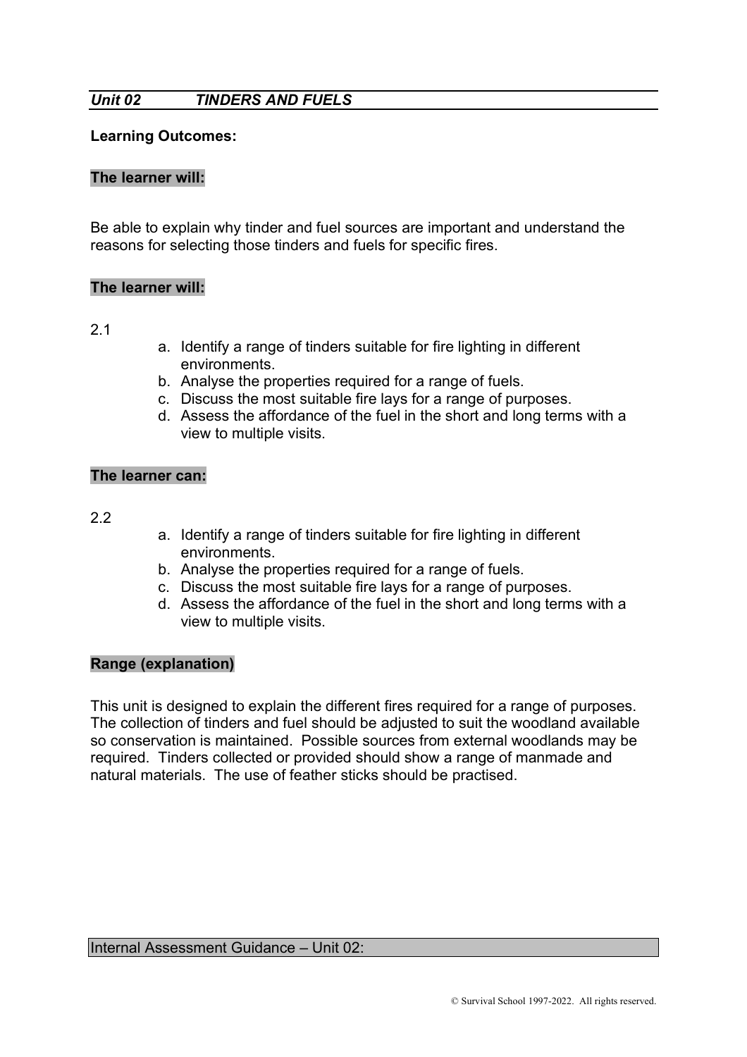## *Unit 02 TINDERS AND FUELS*

**Learning Outcomes:**

**The learner will:**

Be able to explain why tinder and fuel sources are important and understand the reasons for selecting those tinders and fuels for specific fires.

**The learner will:**

2.1

a. Identify a range of tinders suitable for fire lighting in different environments.
b. Analyse the properties required for a range of fuels.
c. Discuss the most suitable fire lays for a range of purposes.
d. Assess the affordance of the fuel in the short and long terms with a view to multiple visits.

**The learner can:**

2.2

a. Identify a range of tinders suitable for fire lighting in different environments.
b. Analyse the properties required for a range of fuels.
c. Discuss the most suitable fire lays for a range of purposes.
d. Assess the affordance of the fuel in the short and long terms with a view to multiple visits.

**Range (explanation)**

This unit is designed to explain the different fires required for a range of purposes. The collection of tinders and fuel should be adjusted to suit the woodland available so conservation is maintained. Possible sources from external woodlands may be required. Tinders collected or provided should show a range of manmade and natural materials. The use of feather sticks should be practised.

Internal Assessment Guidance – Unit 02: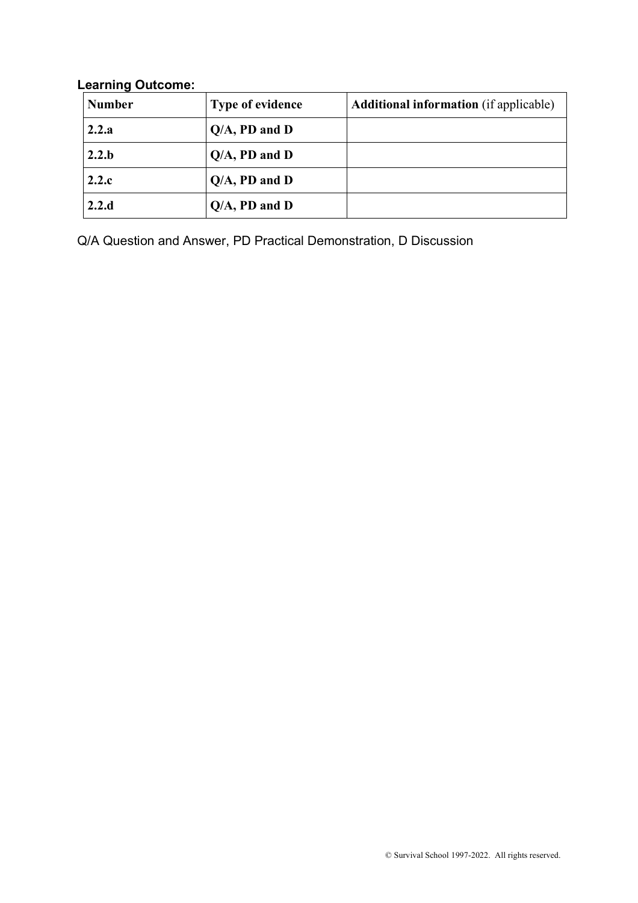**Learning Outcome:**

| **Number** | **Type of evidence** | **Additional information** (if applicable) |
|---|---|---|
| **2.2.a** | **Q/A, PD and D** | |
| **2.2.b** | **Q/A, PD and D** | |
| **2.2.c** | **Q/A, PD and D** | |
| **2.2.d** | **Q/A, PD and D** | |

Q/A Question and Answer, PD Practical Demonstration, D Discussion

© Survival School 1997-2022. All rights reserved.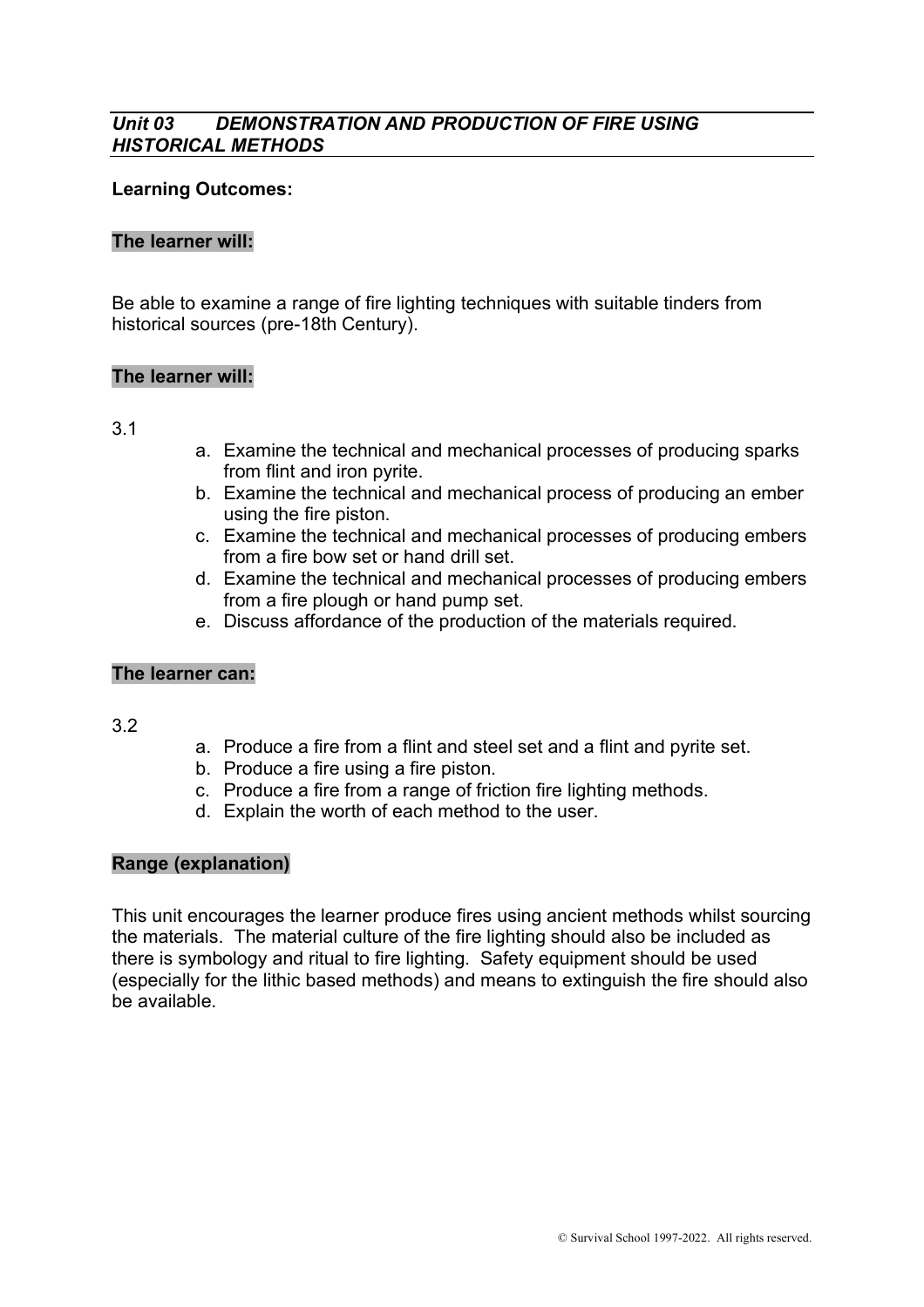## *Unit 03 DEMONSTRATION AND PRODUCTION OF FIRE USING HISTORICAL METHODS*

**Learning Outcomes:**

**The learner will:**

Be able to examine a range of fire lighting techniques with suitable tinders from historical sources (pre-18th Century).

**The learner will:**

3.1

a. Examine the technical and mechanical processes of producing sparks from flint and iron pyrite.
b. Examine the technical and mechanical process of producing an ember using the fire piston.
c. Examine the technical and mechanical processes of producing embers from a fire bow set or hand drill set.
d. Examine the technical and mechanical processes of producing embers from a fire plough or hand pump set.
e. Discuss affordance of the production of the materials required.

**The learner can:**

3.2

a. Produce a fire from a flint and steel set and a flint and pyrite set.
b. Produce a fire using a fire piston.
c. Produce a fire from a range of friction fire lighting methods.
d. Explain the worth of each method to the user.

**Range (explanation)**

This unit encourages the learner produce fires using ancient methods whilst sourcing the materials. The material culture of the fire lighting should also be included as there is symbology and ritual to fire lighting. Safety equipment should be used (especially for the lithic based methods) and means to extinguish the fire should also be available.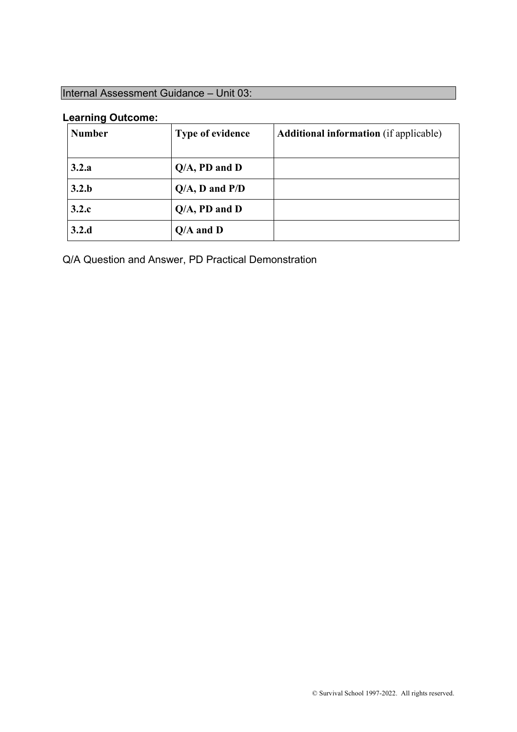## Internal Assessment Guidance – Unit 03:

**Learning Outcome:**

| **Number** | **Type of evidence** | **Additional information** (if applicable) |
| --- | --- | --- |
| **3.2.a** | **Q/A, PD and D** | |
| **3.2.b** | **Q/A, D and P/D** | |
| **3.2.c** | **Q/A, PD and D** | |
| **3.2.d** | **Q/A and D** | |

Q/A Question and Answer, PD Practical Demonstration

© Survival School 1997-2022. All rights reserved.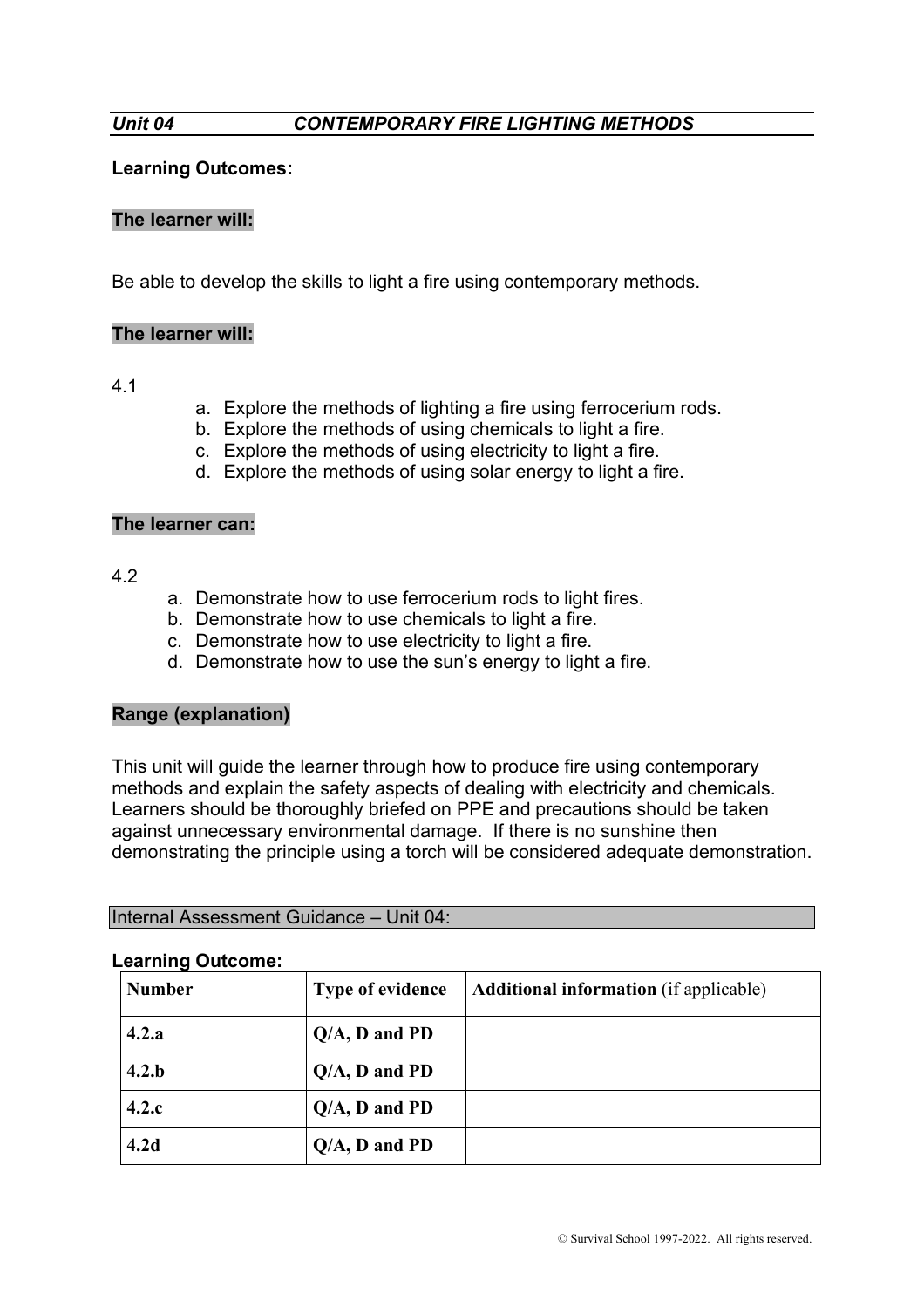## *Unit 04 CONTEMPORARY FIRE LIGHTING METHODS*

**Learning Outcomes:**

**The learner will:**

Be able to develop the skills to light a fire using contemporary methods.

**The learner will:**

4.1

a. Explore the methods of lighting a fire using ferrocerium rods.
b. Explore the methods of using chemicals to light a fire.
c. Explore the methods of using electricity to light a fire.
d. Explore the methods of using solar energy to light a fire.

**The learner can:**

4.2

a. Demonstrate how to use ferrocerium rods to light fires.
b. Demonstrate how to use chemicals to light a fire.
c. Demonstrate how to use electricity to light a fire.
d. Demonstrate how to use the sun's energy to light a fire.

**Range (explanation)**

This unit will guide the learner through how to produce fire using contemporary methods and explain the safety aspects of dealing with electricity and chemicals. Learners should be thoroughly briefed on PPE and precautions should be taken against unnecessary environmental damage. If there is no sunshine then demonstrating the principle using a torch will be considered adequate demonstration.

Internal Assessment Guidance – Unit 04:

**Learning Outcome:**

| **Number** | **Type of evidence** | **Additional information** (if applicable) |
|---|---|---|
| **4.2.a** | **Q/A, D and PD** | |
| **4.2.b** | **Q/A, D and PD** | |
| **4.2.c** | **Q/A, D and PD** | |
| **4.2d** | **Q/A, D and PD** | |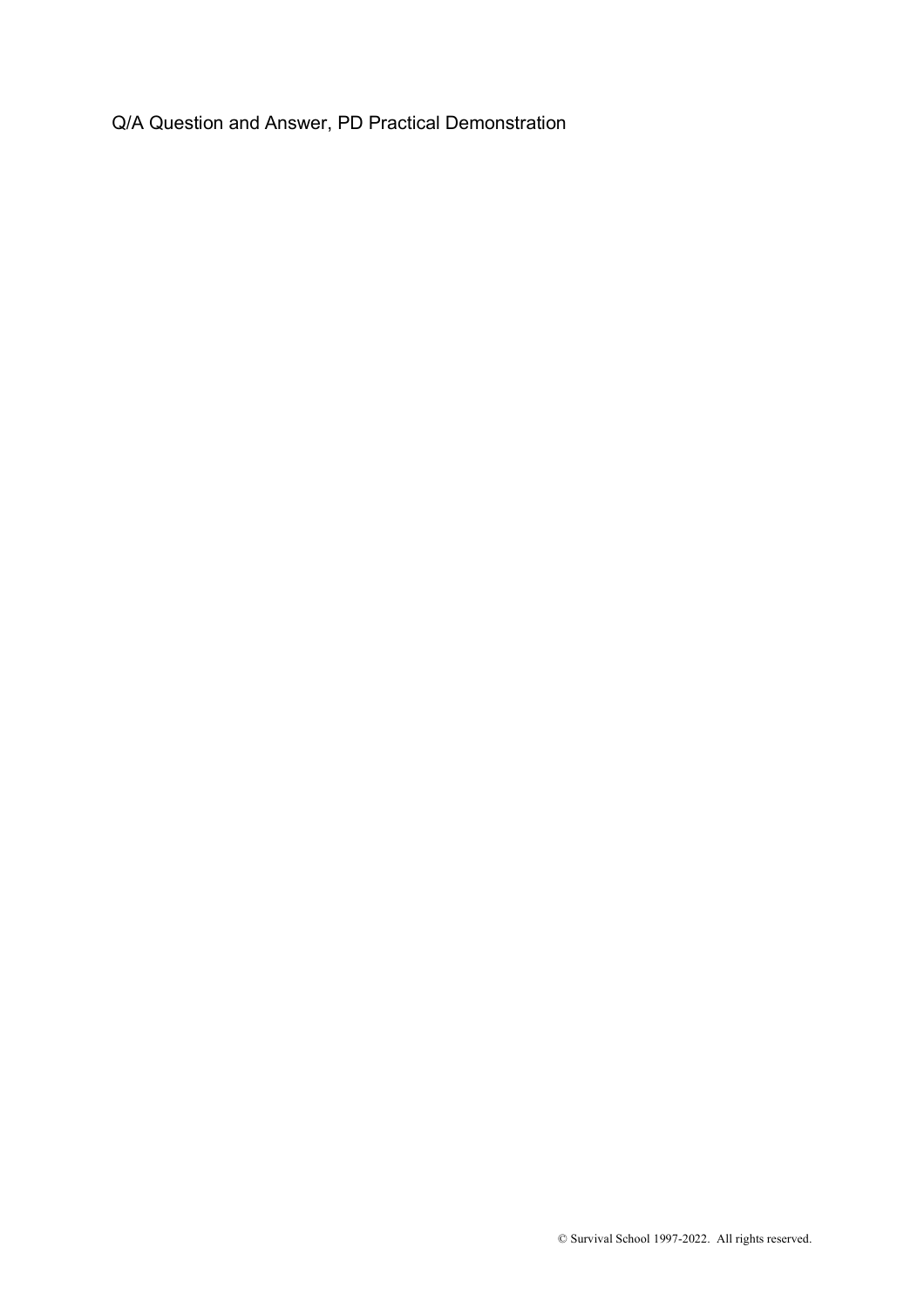Q/A Question and Answer, PD Practical Demonstration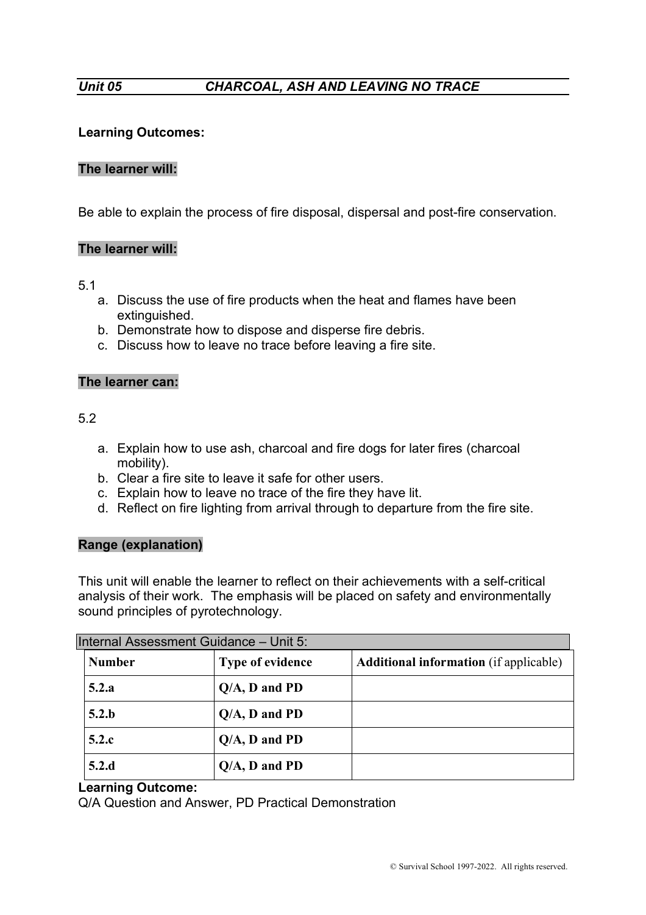## *Unit 05 CHARCOAL, ASH AND LEAVING NO TRACE*

**Learning Outcomes:**

**The learner will:**

Be able to explain the process of fire disposal, dispersal and post-fire conservation.

**The learner will:**

5.1

a. Discuss the use of fire products when the heat and flames have been extinguished.
b. Demonstrate how to dispose and disperse fire debris.
c. Discuss how to leave no trace before leaving a fire site.

**The learner can:**

5.2

a. Explain how to use ash, charcoal and fire dogs for later fires (charcoal mobility).
b. Clear a fire site to leave it safe for other users.
c. Explain how to leave no trace of the fire they have lit.
d. Reflect on fire lighting from arrival through to departure from the fire site.

**Range (explanation)**

This unit will enable the learner to reflect on their achievements with a self-critical analysis of their work. The emphasis will be placed on safety and environmentally sound principles of pyrotechnology.

Internal Assessment Guidance – Unit 5:

| Number | Type of evidence | Additional information (if applicable) |
|---|---|---|
| 5.2.a | Q/A, D and PD | |
| 5.2.b | Q/A, D and PD | |
| 5.2.c | Q/A, D and PD | |
| 5.2.d | Q/A, D and PD | |

**Learning Outcome:**
Q/A Question and Answer, PD Practical Demonstration

© Survival School 1997-2022. All rights reserved.